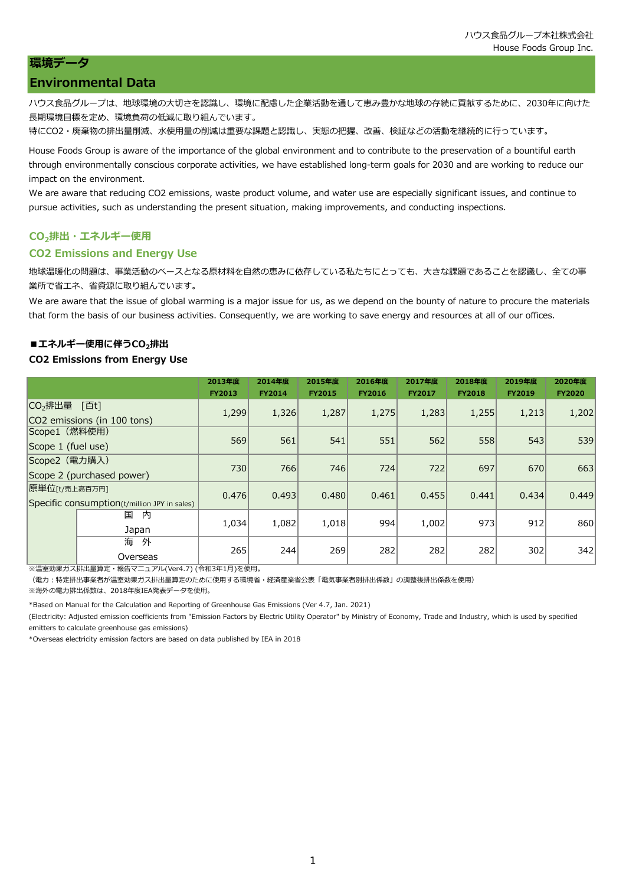ハウス食品グループ本社株式会社
House Foods Group Inc.

# 環境データ
# Environmental Data

ハウス食品グループは、地球環境の大切さを認識し、環境に配慮した企業活動を通して恵み豊かな地球の存続に貢献するために、2030年に向けた長期環境目標を定め、環境負荷の低減に取り組んでいます。
特にCO2・廃棄物の排出量削減、水使用量の削減は重要な課題と認識し、実態の把握、改善、検証などの活動を継続的に行っています。

House Foods Group is aware of the importance of the global environment and to contribute to the preservation of a bountiful earth through environmentally conscious corporate activities, we have established long-term goals for 2030 and are working to reduce our impact on the environment.
We are aware that reducing CO2 emissions, waste product volume, and water use are especially significant issues, and continue to pursue activities, such as understanding the present situation, making improvements, and conducting inspections.

## $CO_2$排出・エネルギー使用
## CO2 Emissions and Energy Use

地球温暖化の問題は、事業活動のベースとなる原材料を自然の恵みに依存している私たちにとっても、大きな課題であることを認識し、全ての事業所で省エネ、省資源に取り組んでいます。
We are aware that the issue of global warming is a major issue for us, as we depend on the bounty of nature to procure the materials that form the basis of our business activities. Consequently, we are working to save energy and resources at all of our offices.

### ■エネルギー使用に伴う$CO_2$排出
### CO2 Emissions from Energy Use

| | | 2013年度 FY2013 | 2014年度 FY2014 | 2015年度 FY2015 | 2016年度 FY2016 | 2017年度 FY2017 | 2018年度 FY2018 | 2019年度 FY2019 | 2020年度 FY2020 |
|---|---|---|---|---|---|---|---|---|---|
| $CO_2$排出量 [百t] CO2 emissions (in 100 tons) | | 1,299 | 1,326 | 1,287 | 1,275 | 1,283 | 1,255 | 1,213 | 1,202 |
| Scope1（燃料使用） Scope 1 (fuel use) | | 569 | 561 | 541 | 551 | 562 | 558 | 543 | 539 |
| Scope2（電力購入） Scope 2 (purchased power) | | 730 | 766 | 746 | 724 | 722 | 697 | 670 | 663 |
| 原単位[t/売上高百万円] Specific consumption(t/million JPY in sales) | | 0.476 | 0.493 | 0.480 | 0.461 | 0.455 | 0.441 | 0.434 | 0.449 |
| | 国 内 Japan | 1,034 | 1,082 | 1,018 | 994 | 1,002 | 973 | 912 | 860 |
| | 海 外 Overseas | 265 | 244 | 269 | 282 | 282 | 282 | 302 | 342 |

※温室効果ガス排出量算定・報告マニュアル(Ver4.7) (令和3年1月)を使用。
（電力：特定排出事業者が温室効果ガス排出量算定のために使用する環境省・経済産業省公表「電気事業者別排出係数」の調整後排出係数を使用）
※海外の電力排出係数は、2018年度IEA発表データを使用。

*Based on Manual for the Calculation and Reporting of Greenhouse Gas Emissions (Ver 4.7, Jan. 2021)
(Electricity: Adjusted emission coefficients from "Emission Factors by Electric Utility Operator" by Ministry of Economy, Trade and Industry, which is used by specified emitters to calculate greenhouse gas emissions)
*Overseas electricity emission factors are based on data published by IEA in 2018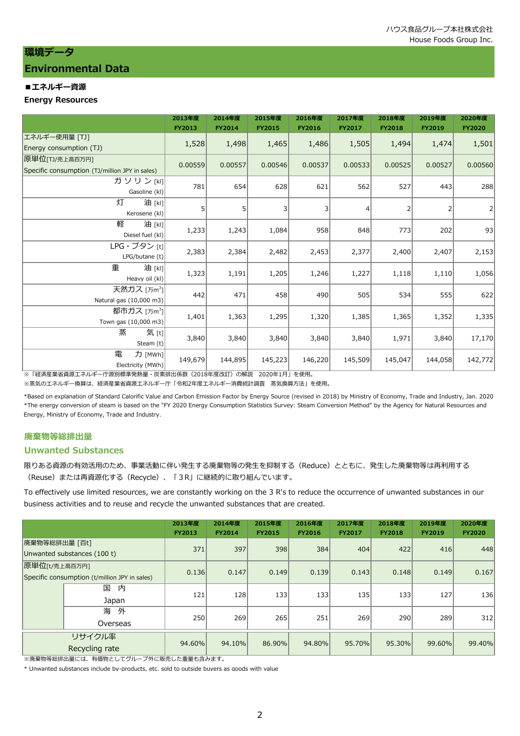# 環境データ
# Environmental Data

### ■エネルギー資源
### Energy Resources

| | 2013年度 FY2013 | 2014年度 FY2014 | 2015年度 FY2015 | 2016年度 FY2016 | 2017年度 FY2017 | 2018年度 FY2018 | 2019年度 FY2019 | 2020年度 FY2020 |
|---|---|---|---|---|---|---|---|---|
| エネルギー使用量 [TJ] Energy consumption (TJ) | 1,528 | 1,498 | 1,465 | 1,486 | 1,505 | 1,494 | 1,474 | 1,501 |
| 原単位[TJ/売上高百万円] Specific consumption (TJ/million JPY in sales) | 0.00559 | 0.00557 | 0.00546 | 0.00537 | 0.00533 | 0.00525 | 0.00527 | 0.00560 |
| ガソリン [kl] Gasoline (kl) | 781 | 654 | 628 | 621 | 562 | 527 | 443 | 288 |
| 灯油 [kl] Kerosene (kl) | 5 | 5 | 3 | 3 | 4 | 2 | 2 | 2 |
| 軽油 [kl] Diesel fuel (kl) | 1,233 | 1,243 | 1,084 | 958 | 848 | 773 | 202 | 93 |
| LPG・ブタン [t] LPG/butane (t) | 2,383 | 2,384 | 2,482 | 2,453 | 2,377 | 2,400 | 2,407 | 2,153 |
| 重油 [kl] Heavy oil (kl) | 1,323 | 1,191 | 1,205 | 1,246 | 1,227 | 1,118 | 1,110 | 1,056 |
| 天然ガス [万$m^3$] Natural gas (10,000 m3) | 442 | 471 | 458 | 490 | 505 | 534 | 555 | 622 |
| 都市ガス [万$m^3$] Town gas (10,000 m3) | 1,401 | 1,363 | 1,295 | 1,320 | 1,385 | 1,365 | 1,352 | 1,335 |
| 蒸気 [t] Steam (t) | 3,840 | 3,840 | 3,840 | 3,840 | 3,840 | 1,971 | 3,840 | 17,170 |
| 電力 [MWh] Electricity (MWh) | 149,679 | 144,895 | 145,223 | 146,220 | 145,509 | 145,047 | 144,058 | 142,772 |

※「経済産業省資源エネルギー庁源別標準発熱量・炭素排出係数（2018年度改訂）の解説　2020年1月」を使用。

※蒸気のエネルギー換算は、経済産業省資源エネルギー庁「令和2年度エネルギー消費統計調査　蒸気換算方法」を使用。

*Based on explanation of Standard Calorific Value and Carbon Emission Factor by Energy Source (revised in 2018) by Ministry of Economy, Trade and Industry, Jan. 2020

*The energy conversion of steam is based on the "FY 2020 Energy Consumption Statistics Survey: Steam Conversion Method" by the Agency for Natural Resources and Energy, Ministry of Economy, Trade and Industry.

## 廃棄物等総排出量
## Unwanted Substances

限りある資源の有効活用のため、事業活動に伴い発生する廃棄物等の発生を抑制する（Reduce）とともに、発生した廃棄物等は再利用する（Reuse）または再資源化する（Recycle）、「３R」に継続的に取り組んでいます。

To effectively use limited resources, we are constantly working on the 3 R's to reduce the occurrence of unwanted substances in our business activities and to reuse and recycle the unwanted substances that are created.

| | | 2013年度 FY2013 | 2014年度 FY2014 | 2015年度 FY2015 | 2016年度 FY2016 | 2017年度 FY2017 | 2018年度 FY2018 | 2019年度 FY2019 | 2020年度 FY2020 |
|---|---|---|---|---|---|---|---|---|---|
| 廃棄物等総排出量 [百t] Unwanted substances (100 t) | | 371 | 397 | 398 | 384 | 404 | 422 | 416 | 448 |
| 原単位[t/売上高百万円] Specific consumption (t/million JPY in sales) | | 0.136 | 0.147 | 0.149 | 0.139 | 0.143 | 0.148 | 0.149 | 0.167 |
| | 国内 Japan | 121 | 128 | 133 | 133 | 135 | 133 | 127 | 136 |
| | 海外 Overseas | 250 | 269 | 265 | 251 | 269 | 290 | 289 | 312 |
| リサイクル率 Recycling rate | | 94.60% | 94.10% | 86.90% | 94.80% | 95.70% | 95.30% | 99.60% | 99.40% |

※廃棄物等総排出量には、有価物としてグループ外に販売した重量も含みます。

* Unwanted substances include by-products, etc. sold to outside buyers as goods with value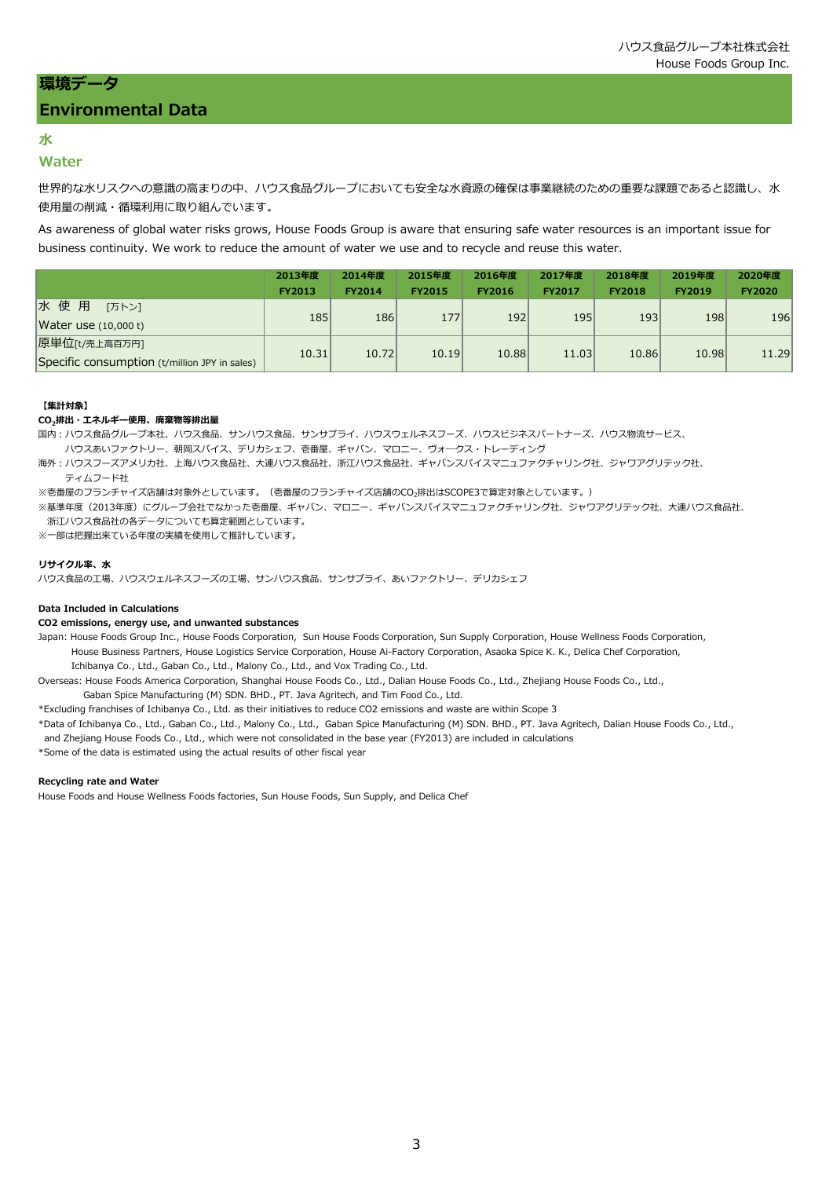# 環境データ
# Environmental Data

## 水
## Water

世界的な水リスクへの意識の高まりの中、ハウス食品グループにおいても安全な水資源の確保は事業継続のための重要な課題であると認識し、水使用量の削減・循環利用に取り組んでいます。

As awareness of global water risks grows, House Foods Group is aware that ensuring safe water resources is an important issue for business continuity. We work to reduce the amount of water we use and to recycle and reuse this water.

| | 2013年度 FY2013 | 2014年度 FY2014 | 2015年度 FY2015 | 2016年度 FY2016 | 2017年度 FY2017 | 2018年度 FY2018 | 2019年度 FY2019 | 2020年度 FY2020 |
|---|---|---|---|---|---|---|---|---|
| 水 使 用 [万トン] Water use (10,000 t) | 185 | 186 | 177 | 192 | 195 | 193 | 198 | 196 |
| 原単位[t/売上高百万円] Specific consumption (t/million JPY in sales) | 10.31 | 10.72 | 10.19 | 10.88 | 11.03 | 10.86 | 10.98 | 11.29 |

**【集計対象】**

**$CO_2$排出・エネルギー使用、廃棄物等排出量**

国内：ハウス食品グループ本社、ハウス食品、サンハウス食品、サンサプライ、ハウスウェルネスフーズ、ハウスビジネスパートナーズ、ハウス物流サービス、ハウスあいファクトリー、朝岡スパイス、デリカシェフ、壱番屋、ギャバン、マロニー、ヴォークス・トレーディング

海外：ハウスフーズアメリカ社、上海ハウス食品社、大連ハウス食品社、浙江ハウス食品社、ギャバンスパイスマニュファクチャリング社、ジャワアグリテック社、ティムフード社

※壱番屋のフランチャイズ店舗は対象外としています。（壱番屋のフランチャイズ店舗の$CO_2$排出はSCOPE3で算定対象としています。）

※基準年度（2013年度）にグループ会社でなかった壱番屋、ギャバン、マロニー、ギャバンスパイスマニュファクチャリング社、ジャワアグリテック社、大連ハウス食品社、浙江ハウス食品社の各データについても算定範囲としています。

※一部は把握出来ている年度の実績を使用して推計しています。

**リサイクル率、水**

ハウス食品の工場、ハウスウェルネスフーズの工場、サンハウス食品、サンサプライ、あいファクトリー、デリカシェフ

**Data Included in Calculations**

**CO2 emissions, energy use, and unwanted substances**

Japan: House Foods Group Inc., House Foods Corporation, Sun House Foods Corporation, Sun Supply Corporation, House Wellness Foods Corporation, House Business Partners, House Logistics Service Corporation, House Ai-Factory Corporation, Asaoka Spice K. K., Delica Chef Corporation, Ichibanya Co., Ltd., Gaban Co., Ltd., Malony Co., Ltd., and Vox Trading Co., Ltd.

Overseas: House Foods America Corporation, Shanghai House Foods Co., Ltd., Dalian House Foods Co., Ltd., Zhejiang House Foods Co., Ltd., Gaban Spice Manufacturing (M) SDN. BHD., PT. Java Agritech, and Tim Food Co., Ltd.

*Excluding franchises of Ichibanya Co., Ltd. as their initiatives to reduce CO2 emissions and waste are within Scope 3

*Data of Ichibanya Co., Ltd., Gaban Co., Ltd., Malony Co., Ltd., Gaban Spice Manufacturing (M) SDN. BHD., PT. Java Agritech, Dalian House Foods Co., Ltd., and Zhejiang House Foods Co., Ltd., which were not consolidated in the base year (FY2013) are included in calculations

*Some of the data is estimated using the actual results of other fiscal year

**Recycling rate and Water**

House Foods and House Wellness Foods factories, Sun House Foods, Sun Supply, and Delica Chef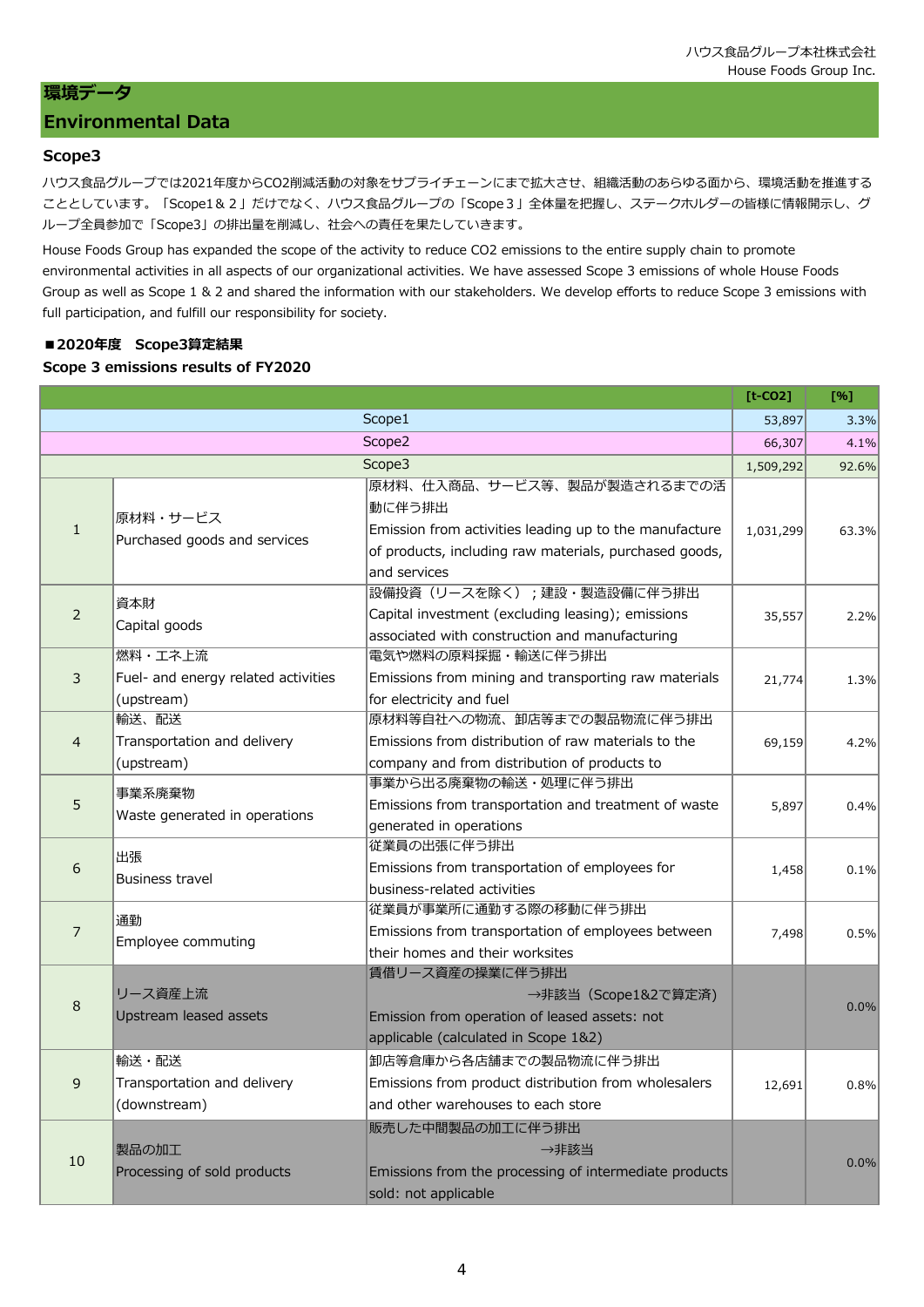## 環境データ
## Environmental Data

### Scope3

ハウス食品グループでは2021年度からCO2削減活動の対象をサプライチェーンにまで拡大させ、組織活動のあらゆる面から、環境活動を推進することとしています。「Scope1＆２」だけでなく、ハウス食品グループの「Scope３」全体量を把握し、ステークホルダーの皆様に情報開示し、グループ全員参加で「Scope3」の排出量を削減し、社会への責任を果たしていきます。

House Foods Group has expanded the scope of the activity to reduce $CO_2$ emissions to the entire supply chain to promote environmental activities in all aspects of our organizational activities. We have assessed Scope 3 emissions of whole House Foods Group as well as Scope 1 & 2 and shared the information with our stakeholders. We develop efforts to reduce Scope 3 emissions with full participation, and fulfill our responsibility for society.

**■2020年度　Scope3算定結果**

**Scope 3 emissions results of FY2020**

| | | | [t-CO2] | [%] |
|---|---|---|---|---|
| Scope1 | | | 53,897 | 3.3% |
| Scope2 | | | 66,307 | 4.1% |
| Scope3 | | | 1,509,292 | 92.6% |
| 1 | 原材料・サービス<br>Purchased goods and services | 原材料、仕入商品、サービス等、製品が製造されるまでの活動に伴う排出<br>Emission from activities leading up to the manufacture of products, including raw materials, purchased goods, and services | 1,031,299 | 63.3% |
| 2 | 資本財<br>Capital goods | 設備投資（リースを除く）；建設・製造設備に伴う排出<br>Capital investment (excluding leasing); emissions associated with construction and manufacturing | 35,557 | 2.2% |
| 3 | 燃料・エネ上流<br>Fuel- and energy related activities (upstream) | 電気や燃料の原料採掘・輸送に伴う排出<br>Emissions from mining and transporting raw materials for electricity and fuel | 21,774 | 1.3% |
| 4 | 輸送、配送<br>Transportation and delivery (upstream) | 原材料等自社への物流、卸店等までの製品物流に伴う排出<br>Emissions from distribution of raw materials to the company and from distribution of products to | 69,159 | 4.2% |
| 5 | 事業系廃棄物<br>Waste generated in operations | 事業から出る廃棄物の輸送・処理に伴う排出<br>Emissions from transportation and treatment of waste generated in operations | 5,897 | 0.4% |
| 6 | 出張<br>Business travel | 従業員の出張に伴う排出<br>Emissions from transportation of employees for business-related activities | 1,458 | 0.1% |
| 7 | 通勤<br>Employee commuting | 従業員が事業所に通勤する際の移動に伴う排出<br>Emissions from transportation of employees between their homes and their worksites | 7,498 | 0.5% |
| 8 | リース資産上流<br>Upstream leased assets | 賃借リース資産の操業に伴う排出<br>→非該当（Scope1&2で算定済）<br>Emission from operation of leased assets: not applicable (calculated in Scope 1&2) | | 0.0% |
| 9 | 輸送・配送<br>Transportation and delivery (downstream) | 卸店等倉庫から各店舗までの製品物流に伴う排出<br>Emissions from product distribution from wholesalers and other warehouses to each store | 12,691 | 0.8% |
| 10 | 製品の加工<br>Processing of sold products | 販売した中間製品の加工に伴う排出<br>→非該当<br>Emissions from the processing of intermediate products sold: not applicable | | 0.0% |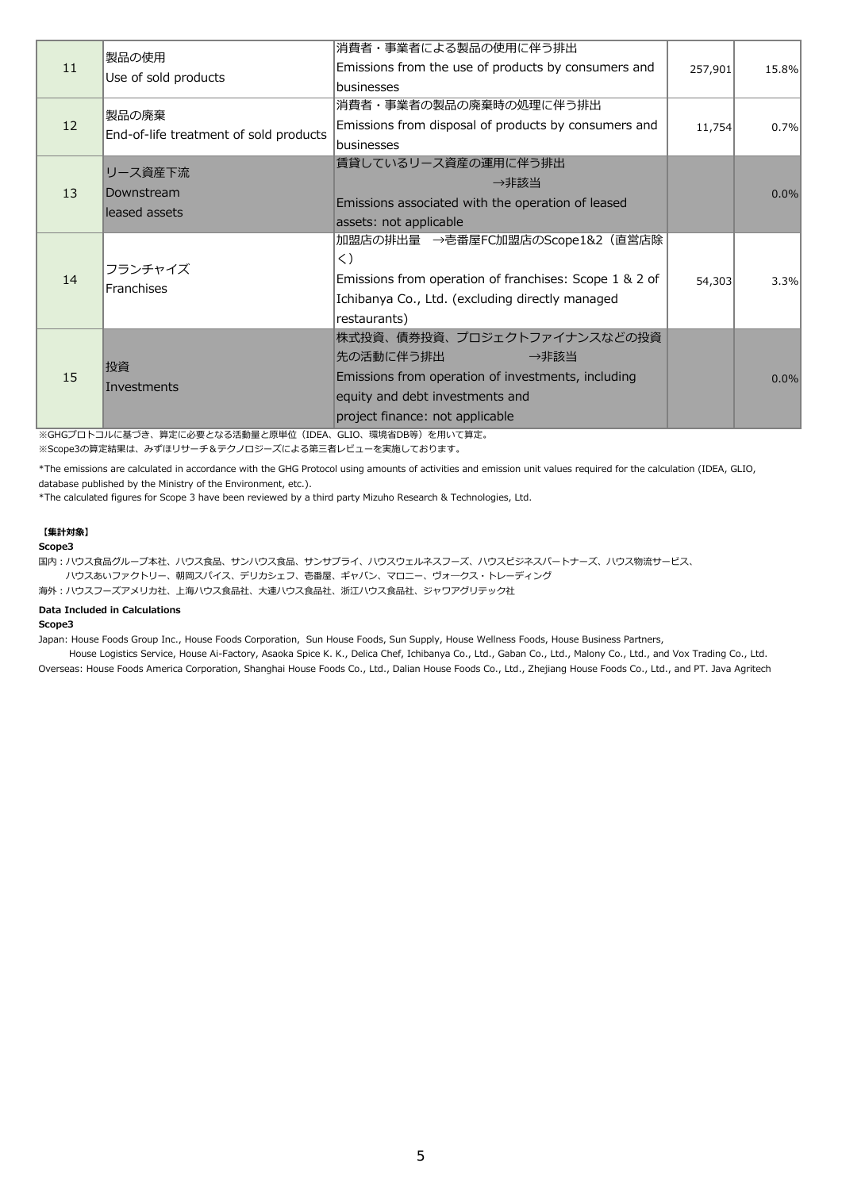| | | | | |
|---|---|---|---|---|
| 11 | 製品の使用<br>Use of sold products | 消費者・事業者による製品の使用に伴う排出<br>Emissions from the use of products by consumers and businesses | 257,901 | 15.8% |
| 12 | 製品の廃棄<br>End-of-life treatment of sold products | 消費者・事業者の製品の廃棄時の処理に伴う排出<br>Emissions from disposal of products by consumers and businesses | 11,754 | 0.7% |
| 13 | リース資産下流<br>Downstream leased assets | 賃貸しているリース資産の運用に伴う排出<br>→非該当<br>Emissions associated with the operation of leased assets: not applicable | | 0.0% |
| 14 | フランチャイズ<br>Franchises | 加盟店の排出量　→壱番屋FC加盟店のScope1&2（直営店除く）<br>Emissions from operation of franchises: Scope 1 & 2 of Ichibanya Co., Ltd. (excluding directly managed restaurants) | 54,303 | 3.3% |
| 15 | 投資<br>Investments | 株式投資、債券投資、プロジェクトファイナンスなどの投資先の活動に伴う排出　→非該当<br>Emissions from operation of investments, including equity and debt investments and project finance: not applicable | | 0.0% |

※GHGプロトコルに基づき、算定に必要となる活動量と原単位（IDEA、GLIO、環境省DB等）を用いて算定。
※Scope3の算定結果は、みずほリサーチ＆テクノロジーズによる第三者レビューを実施しております。

*The emissions are calculated in accordance with the GHG Protocol using amounts of activities and emission unit values required for the calculation (IDEA, GLIO, database published by the Ministry of the Environment, etc.).
*The calculated figures for Scope 3 have been reviewed by a third party Mizuho Research & Technologies, Ltd.

**【集計対象】**

**Scope3**

国内：ハウス食品グループ本社、ハウス食品、サンハウス食品、サンサプライ、ハウスウェルネスフーズ、ハウスビジネスパートナーズ、ハウス物流サービス、
ハウスあいファクトリー、朝岡スパイス、デリカシェフ、壱番屋、ギャバン、マロニー、ヴォークス・トレーディング
海外：ハウスフーズアメリカ社、上海ハウス食品社、大連ハウス食品社、浙江ハウス食品社、ジャワアグリテック社

**Data Included in Calculations**

**Scope3**

Japan: House Foods Group Inc., House Foods Corporation, Sun House Foods, Sun Supply, House Wellness Foods, House Business Partners,
House Logistics Service, House Ai-Factory, Asaoka Spice K. K., Delica Chef, Ichibanya Co., Ltd., Gaban Co., Ltd., Malony Co., Ltd., and Vox Trading Co., Ltd.
Overseas: House Foods America Corporation, Shanghai House Foods Co., Ltd., Dalian House Foods Co., Ltd., Zhejiang House Foods Co., Ltd., and PT. Java Agritech